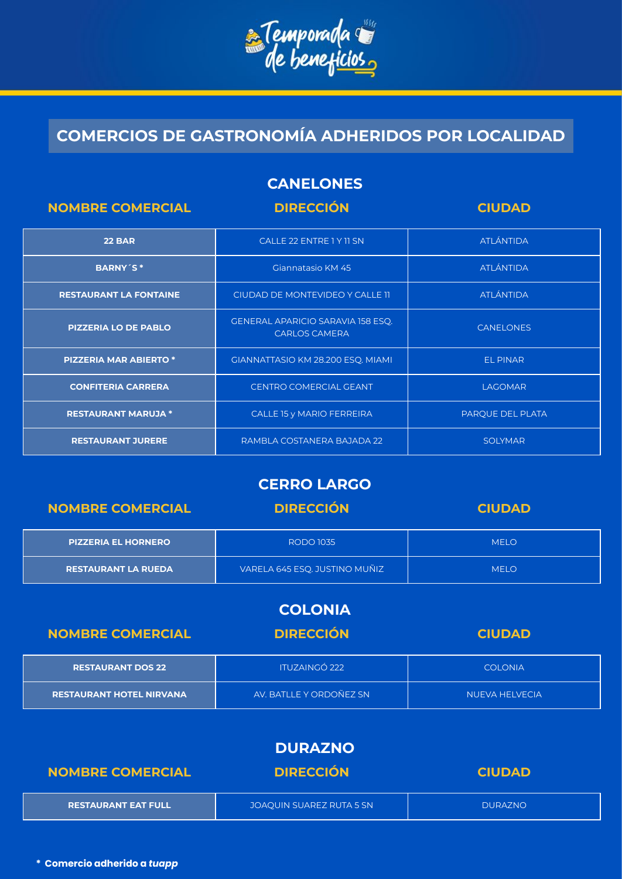# Temporada de beneficios

## COMERCIOS DE GASTRONOMÍA ADHERIDOS POR LOCALIDAD

### CANELONES

| NOMBRE COMERCIAL | DIRECCIÓN | CIUDAD |
|---|---|---|
| **22 BAR** | CALLE 22 ENTRE 1 Y 11 SN | ATLÁNTIDA |
| **BARNY´S *** | Giannatasio KM 45 | ATLÁNTIDA |
| **RESTAURANT LA FONTAINE** | CIUDAD DE MONTEVIDEO Y CALLE 11 | ATLÁNTIDA |
| **PIZZERIA LO DE PABLO** | GENERAL APARICIO SARAVIA 158 ESQ. CARLOS CAMERA | CANELONES |
| **PIZZERIA MAR ABIERTO *** | GIANNATTASIO KM 28.200 ESQ. MIAMI | EL PINAR |
| **CONFITERIA CARRERA** | CENTRO COMERCIAL GEANT | LAGOMAR |
| **RESTAURANT MARUJA *** | CALLE 15 y MARIO FERREIRA | PARQUE DEL PLATA |
| **RESTAURANT JURERE** | RAMBLA COSTANERA BAJADA 22 | SOLYMAR |

### CERRO LARGO

| NOMBRE COMERCIAL | DIRECCIÓN | CIUDAD |
|---|---|---|
| **PIZZERIA EL HORNERO** | RODO 1035 | MELO |
| **RESTAURANT LA RUEDA** | VARELA 645 ESQ. JUSTINO MUÑIZ | MELO |

### COLONIA

| NOMBRE COMERCIAL | DIRECCIÓN | CIUDAD |
|---|---|---|
| **RESTAURANT DOS 22** | ITUZAINGÓ 222 | COLONIA |
| **RESTAURANT HOTEL NIRVANA** | AV. BATLLE Y ORDOÑEZ SN | NUEVA HELVECIA |

### DURAZNO

| NOMBRE COMERCIAL | DIRECCIÓN | CIUDAD |
|---|---|---|
| **RESTAURANT EAT FULL** | JOAQUIN SUAREZ RUTA 5 SN | DURAZNO |

**\* Comercio adherido a *tuapp***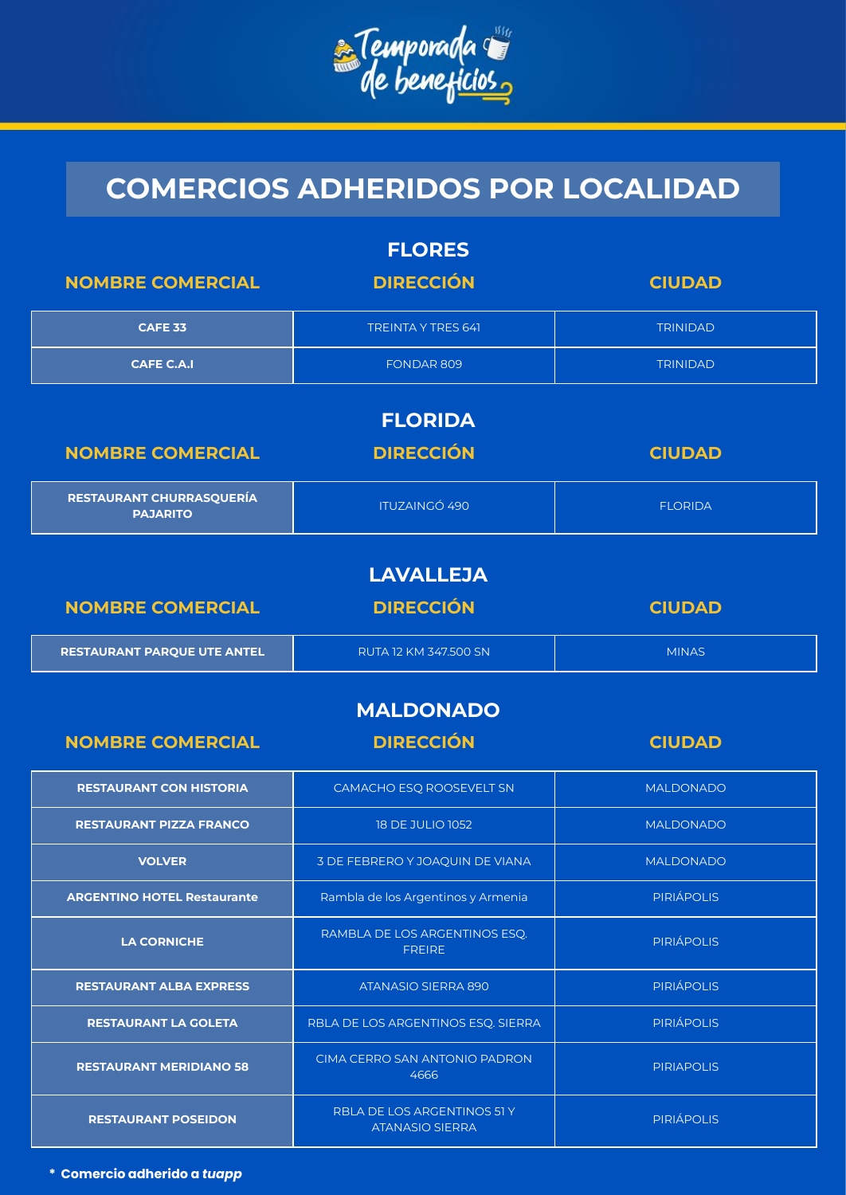# Temporada de beneficios

## COMERCIOS ADHERIDOS POR LOCALIDAD

### FLORES

| NOMBRE COMERCIAL | DIRECCIÓN | CIUDAD |
|---|---|---|
| CAFE 33 | TREINTA Y TRES 641 | TRINIDAD |
| CAFE C.A.I | FONDAR 809 | TRINIDAD |

### FLORIDA

| NOMBRE COMERCIAL | DIRECCIÓN | CIUDAD |
|---|---|---|
| RESTAURANT CHURRASQUERÍA PAJARITO | ITUZAINGÓ 490 | FLORIDA |

### LAVALLEJA

| NOMBRE COMERCIAL | DIRECCIÓN | CIUDAD |
|---|---|---|
| RESTAURANT PARQUE UTE ANTEL | RUTA 12 KM 347.500 SN | MINAS |

### MALDONADO

| NOMBRE COMERCIAL | DIRECCIÓN | CIUDAD |
|---|---|---|
| RESTAURANT CON HISTORIA | CAMACHO ESQ ROOSEVELT SN | MALDONADO |
| RESTAURANT PIZZA FRANCO | 18 DE JULIO 1052 | MALDONADO |
| VOLVER | 3 DE FEBRERO Y JOAQUIN DE VIANA | MALDONADO |
| ARGENTINO HOTEL Restaurante | Rambla de los Argentinos y Armenia | PIRIÁPOLIS |
| LA CORNICHE | RAMBLA DE LOS ARGENTINOS ESQ. FREIRE | PIRIÁPOLIS |
| RESTAURANT ALBA EXPRESS | ATANASIO SIERRA 890 | PIRIÁPOLIS |
| RESTAURANT LA GOLETA | RBLA DE LOS ARGENTINOS ESQ. SIERRA | PIRIÁPOLIS |
| RESTAURANT MERIDIANO 58 | CIMA CERRO SAN ANTONIO PADRON 4666 | PIRIAPOLIS |
| RESTAURANT POSEIDON | RBLA DE LOS ARGENTINOS 51 Y ATANASIO SIERRA | PIRIÁPOLIS |

**\* Comercio adherido a *tuapp***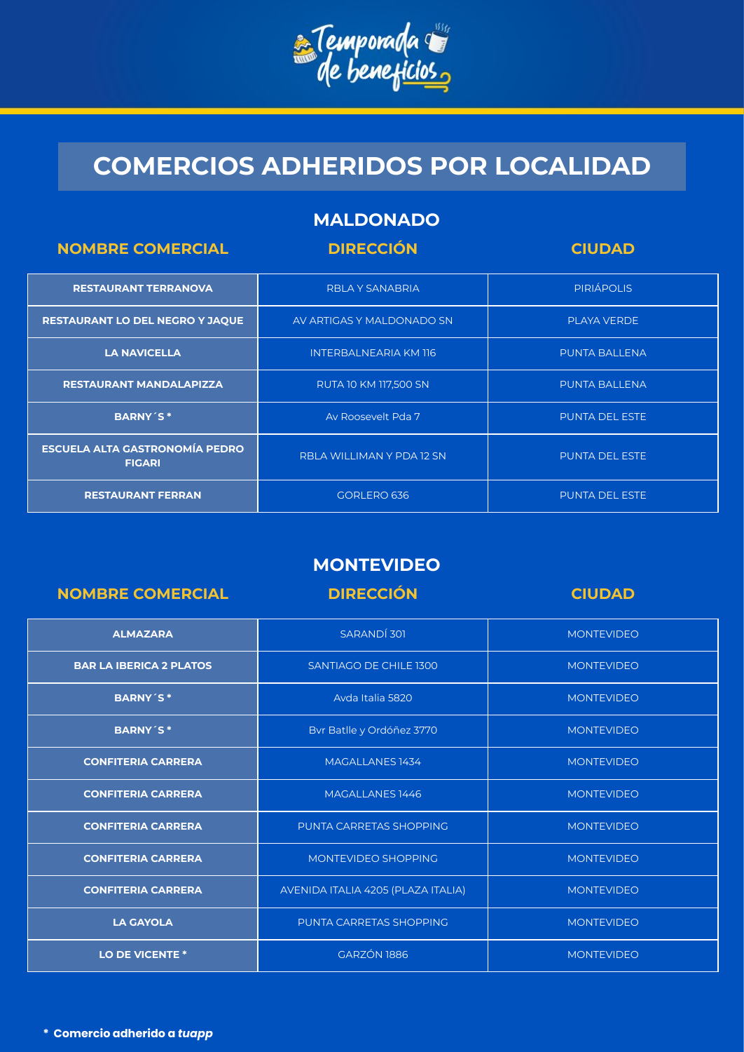# Temporada de beneficios

## COMERCIOS ADHERIDOS POR LOCALIDAD

### MALDONADO

| NOMBRE COMERCIAL | DIRECCIÓN | CIUDAD |
| --- | --- | --- |
| **RESTAURANT TERRANOVA** | RBLA Y SANABRIA | PIRIÁPOLIS |
| **RESTAURANT LO DEL NEGRO Y JAQUE** | AV ARTIGAS Y MALDONADO SN | PLAYA VERDE |
| **LA NAVICELLA** | INTERBALNEARIA KM 116 | PUNTA BALLENA |
| **RESTAURANT MANDALAPIZZA** | RUTA 10 KM 117,500 SN | PUNTA BALLENA |
| **BARNY´S *** | Av Roosevelt Pda 7 | PUNTA DEL ESTE |
| **ESCUELA ALTA GASTRONOMÍA PEDRO FIGARI** | RBLA WILLIMAN Y PDA 12 SN | PUNTA DEL ESTE |
| **RESTAURANT FERRAN** | GORLERO 636 | PUNTA DEL ESTE |

### MONTEVIDEO

| NOMBRE COMERCIAL | DIRECCIÓN | CIUDAD |
| --- | --- | --- |
| **ALMAZARA** | SARANDÍ 301 | MONTEVIDEO |
| **BAR LA IBERICA 2 PLATOS** | SANTIAGO DE CHILE 1300 | MONTEVIDEO |
| **BARNY´S *** | Avda Italia 5820 | MONTEVIDEO |
| **BARNY´S *** | Bvr Batlle y Ordóñez 3770 | MONTEVIDEO |
| **CONFITERIA CARRERA** | MAGALLANES 1434 | MONTEVIDEO |
| **CONFITERIA CARRERA** | MAGALLANES 1446 | MONTEVIDEO |
| **CONFITERIA CARRERA** | PUNTA CARRETAS SHOPPING | MONTEVIDEO |
| **CONFITERIA CARRERA** | MONTEVIDEO SHOPPING | MONTEVIDEO |
| **CONFITERIA CARRERA** | AVENIDA ITALIA 4205 (PLAZA ITALIA) | MONTEVIDEO |
| **LA GAYOLA** | PUNTA CARRETAS SHOPPING | MONTEVIDEO |
| **LO DE VICENTE *** | GARZÓN 1886 | MONTEVIDEO |

**\* Comercio adherido a *tuapp***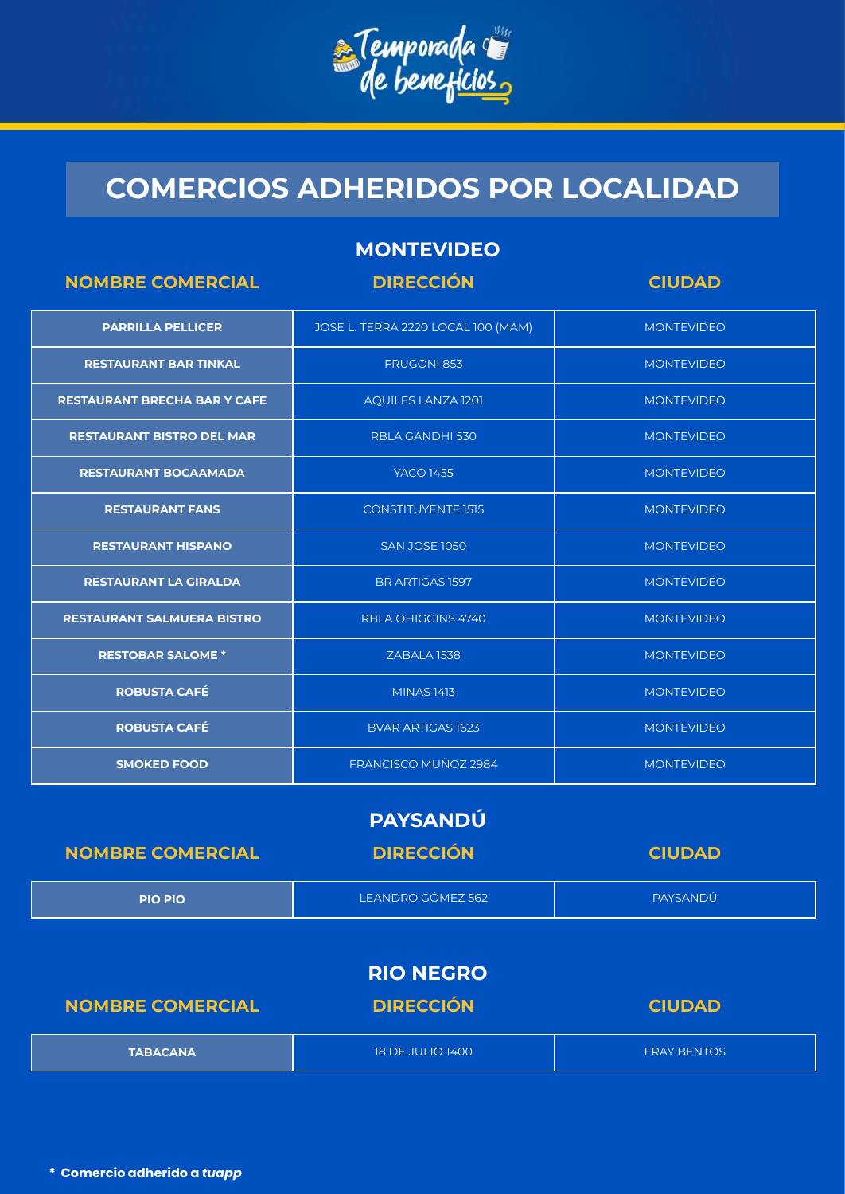# Temporada de beneficios

## COMERCIOS ADHERIDOS POR LOCALIDAD

### MONTEVIDEO

| NOMBRE COMERCIAL | DIRECCIÓN | CIUDAD |
|---|---|---|
| **PARRILLA PELLICER** | JOSE L. TERRA 2220 LOCAL 100 (MAM) | MONTEVIDEO |
| **RESTAURANT BAR TINKAL** | FRUGONI 853 | MONTEVIDEO |
| **RESTAURANT BRECHA BAR Y CAFE** | AQUILES LANZA 1201 | MONTEVIDEO |
| **RESTAURANT BISTRO DEL MAR** | RBLA GANDHI 530 | MONTEVIDEO |
| **RESTAURANT BOCAAMADA** | YACO 1455 | MONTEVIDEO |
| **RESTAURANT FANS** | CONSTITUYENTE 1515 | MONTEVIDEO |
| **RESTAURANT HISPANO** | SAN JOSE 1050 | MONTEVIDEO |
| **RESTAURANT LA GIRALDA** | BR ARTIGAS 1597 | MONTEVIDEO |
| **RESTAURANT SALMUERA BISTRO** | RBLA OHIGGINS 4740 | MONTEVIDEO |
| **RESTOBAR SALOME *** | ZABALA 1538 | MONTEVIDEO |
| **ROBUSTA CAFÉ** | MINAS 1413 | MONTEVIDEO |
| **ROBUSTA CAFÉ** | BVAR ARTIGAS 1623 | MONTEVIDEO |
| **SMOKED FOOD** | FRANCISCO MUÑOZ 2984 | MONTEVIDEO |

### PAYSANDÚ

| NOMBRE COMERCIAL | DIRECCIÓN | CIUDAD |
|---|---|---|
| **PIO PIO** | LEANDRO GÓMEZ 562 | PAYSANDÚ |

### RIO NEGRO

| NOMBRE COMERCIAL | DIRECCIÓN | CIUDAD |
|---|---|---|
| **TABACANA** | 18 DE JULIO 1400 | FRAY BENTOS |

**\* Comercio adherido a *tuapp***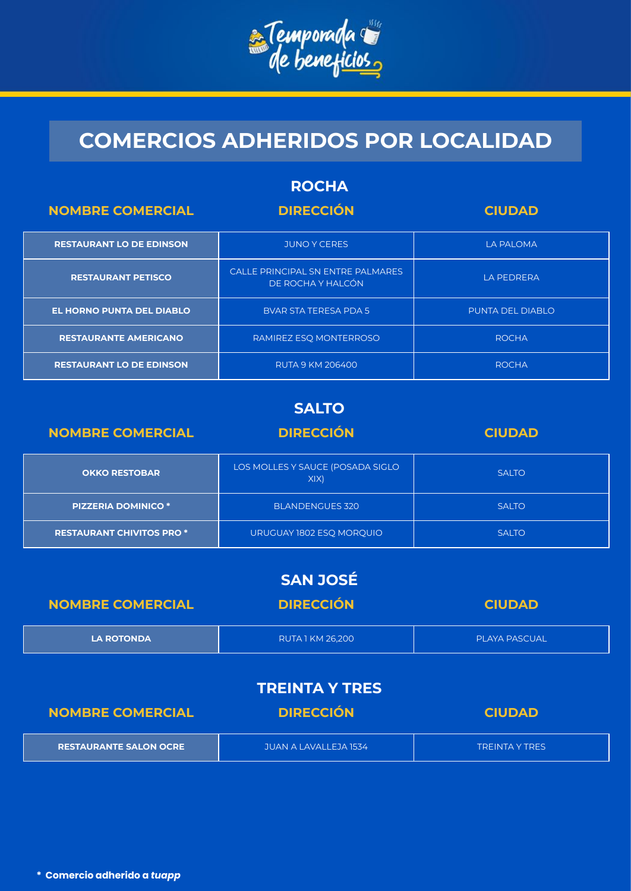Temporada de beneficios

# COMERCIOS ADHERIDOS POR LOCALIDAD

## ROCHA

| NOMBRE COMERCIAL | DIRECCIÓN | CIUDAD |
|---|---|---|
| **RESTAURANT LO DE EDINSON** | JUNO Y CERES | LA PALOMA |
| **RESTAURANT PETISCO** | CALLE PRINCIPAL SN ENTRE PALMARES DE ROCHA Y HALCÓN | LA PEDRERA |
| **EL HORNO PUNTA DEL DIABLO** | BVAR STA TERESA PDA 5 | PUNTA DEL DIABLO |
| **RESTAURANTE AMERICANO** | RAMIREZ ESQ MONTERROSO | ROCHA |
| **RESTAURANT LO DE EDINSON** | RUTA 9 KM 206400 | ROCHA |

## SALTO

| NOMBRE COMERCIAL | DIRECCIÓN | CIUDAD |
|---|---|---|
| **OKKO RESTOBAR** | LOS MOLLES Y SAUCE (POSADA SIGLO XIX) | SALTO |
| **PIZZERIA DOMINICO *** | BLANDENGUES 320 | SALTO |
| **RESTAURANT CHIVITOS PRO *** | URUGUAY 1802 ESQ MORQUIO | SALTO |

## SAN JOSÉ

| NOMBRE COMERCIAL | DIRECCIÓN | CIUDAD |
|---|---|---|
| **LA ROTONDA** | RUTA 1 KM 26,200 | PLAYA PASCUAL |

## TREINTA Y TRES

| NOMBRE COMERCIAL | DIRECCIÓN | CIUDAD |
|---|---|---|
| **RESTAURANTE SALON OCRE** | JUAN A LAVALLEJA 1534 | TREINTA Y TRES |

**\* Comercio adherido a *tuapp***